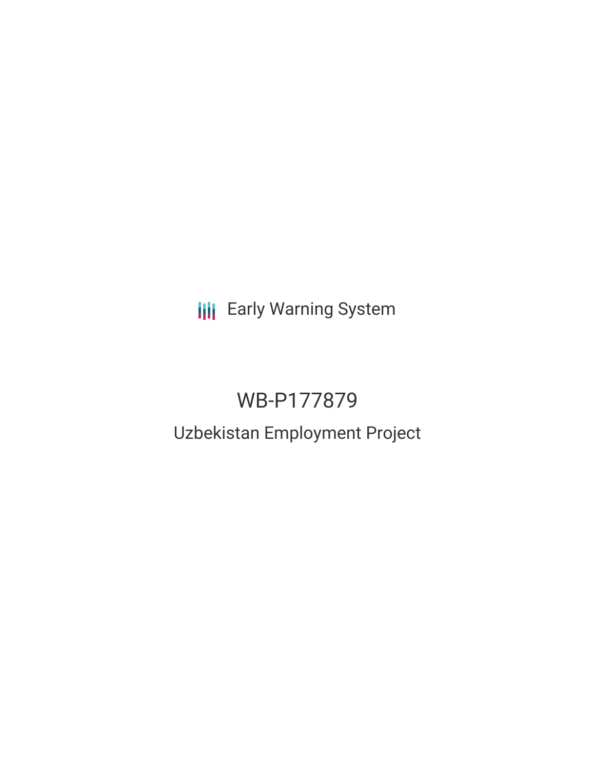Early Warning System

# WB-P177879

## Uzbekistan Employment Project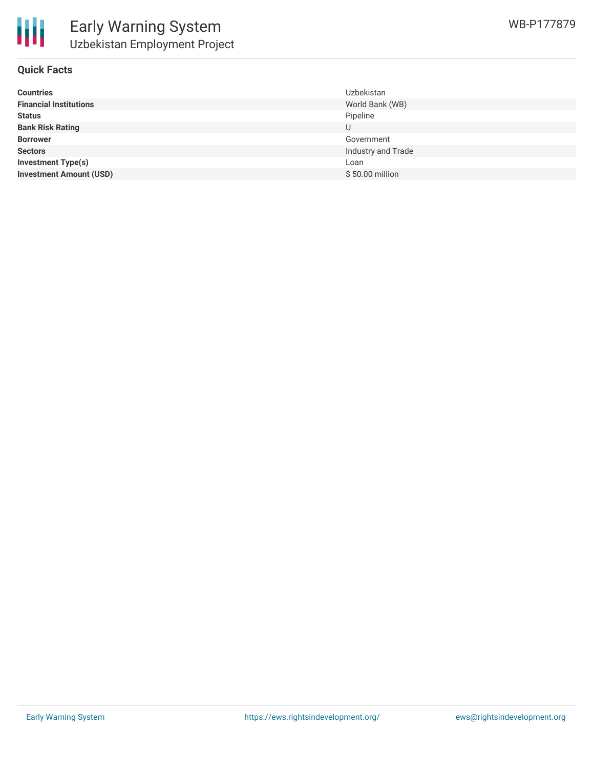# Early Warning System

## Uzbekistan Employment Project

WB-P177879

### Quick Facts

| | |
|---|---|
| **Countries** | Uzbekistan |
| **Financial Institutions** | World Bank (WB) |
| **Status** | Pipeline |
| **Bank Risk Rating** | U |
| **Borrower** | Government |
| **Sectors** | Industry and Trade |
| **Investment Type(s)** | Loan |
| **Investment Amount (USD)** | $ 50.00 million |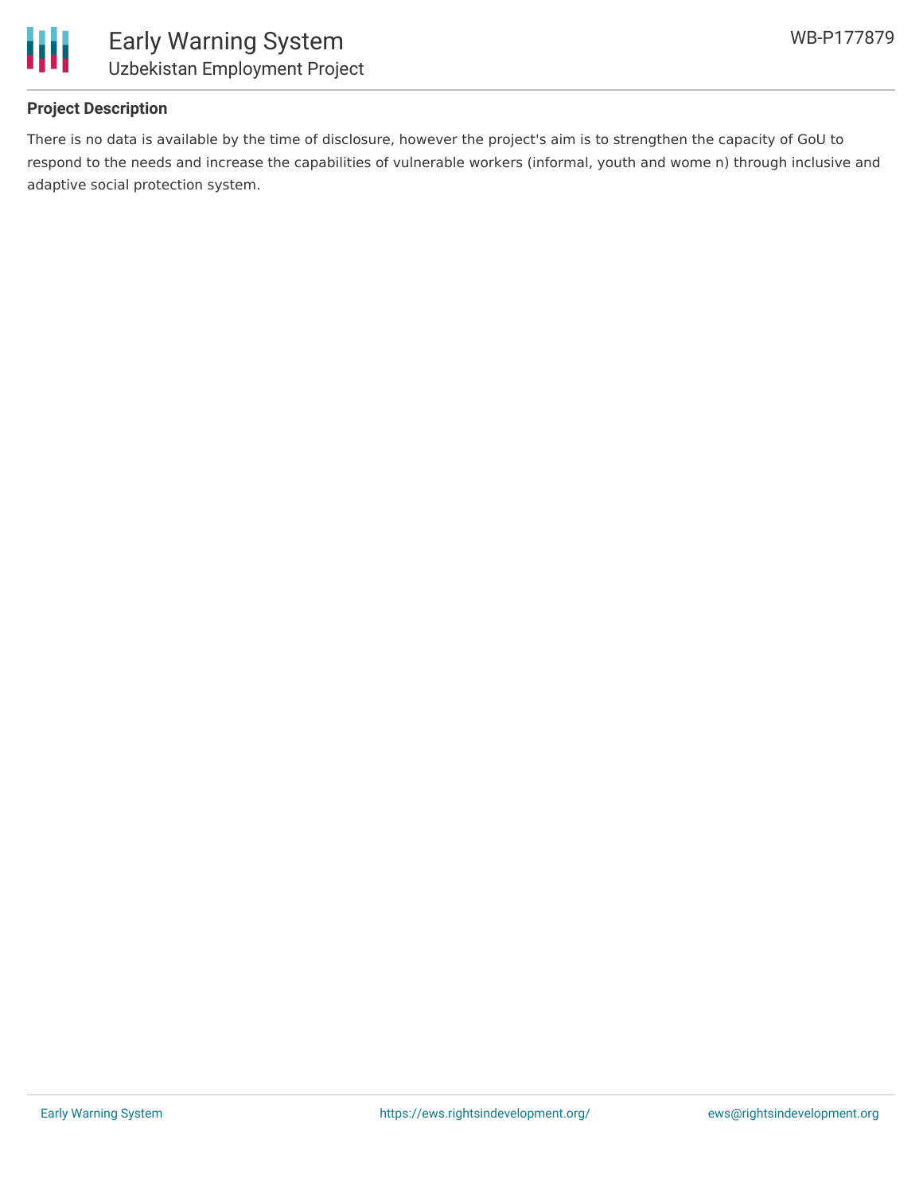**Project Description**

There is no data is available by the time of disclosure, however the project's aim is to strengthen the capacity of GoU to respond to the needs and increase the capabilities of vulnerable workers (informal, youth and wome n) through inclusive and adaptive social protection system.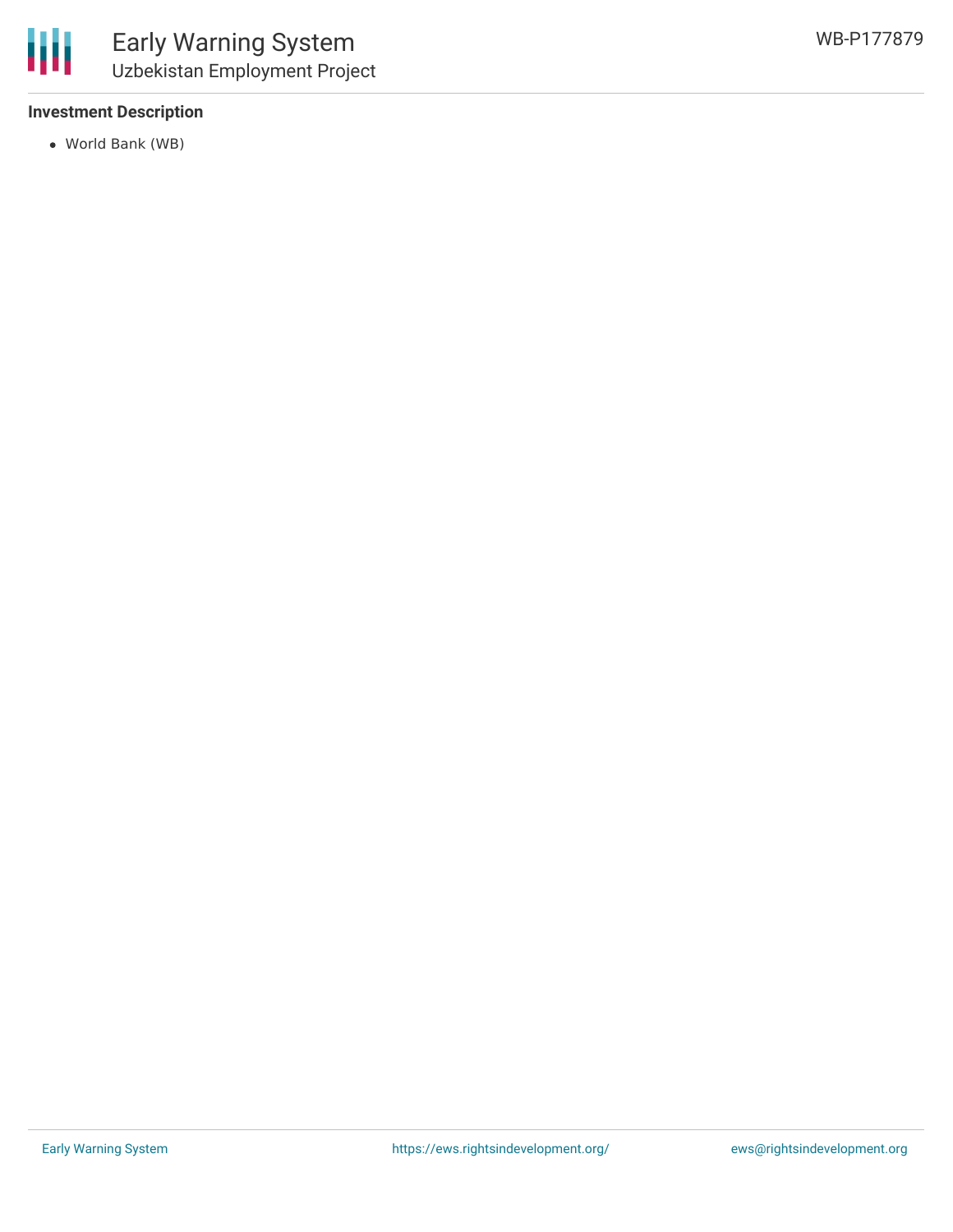### Investment Description

- World Bank (WB)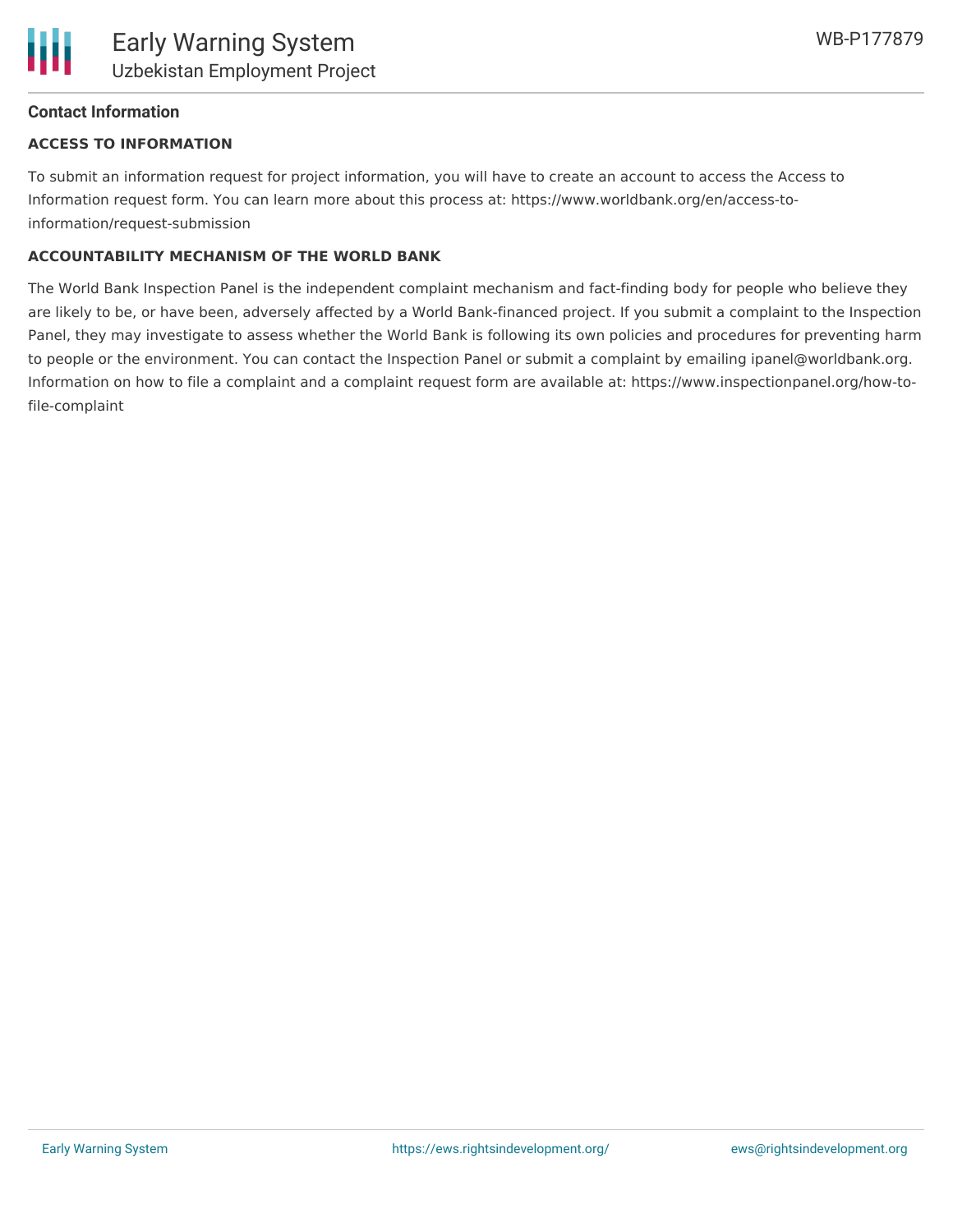**Contact Information**

**ACCESS TO INFORMATION**

To submit an information request for project information, you will have to create an account to access the Access to Information request form. You can learn more about this process at: https://www.worldbank.org/en/access-to-information/request-submission

**ACCOUNTABILITY MECHANISM OF THE WORLD BANK**

The World Bank Inspection Panel is the independent complaint mechanism and fact-finding body for people who believe they are likely to be, or have been, adversely affected by a World Bank-financed project. If you submit a complaint to the Inspection Panel, they may investigate to assess whether the World Bank is following its own policies and procedures for preventing harm to people or the environment. You can contact the Inspection Panel or submit a complaint by emailing ipanel@worldbank.org. Information on how to file a complaint and a complaint request form are available at: https://www.inspectionpanel.org/how-to-file-complaint